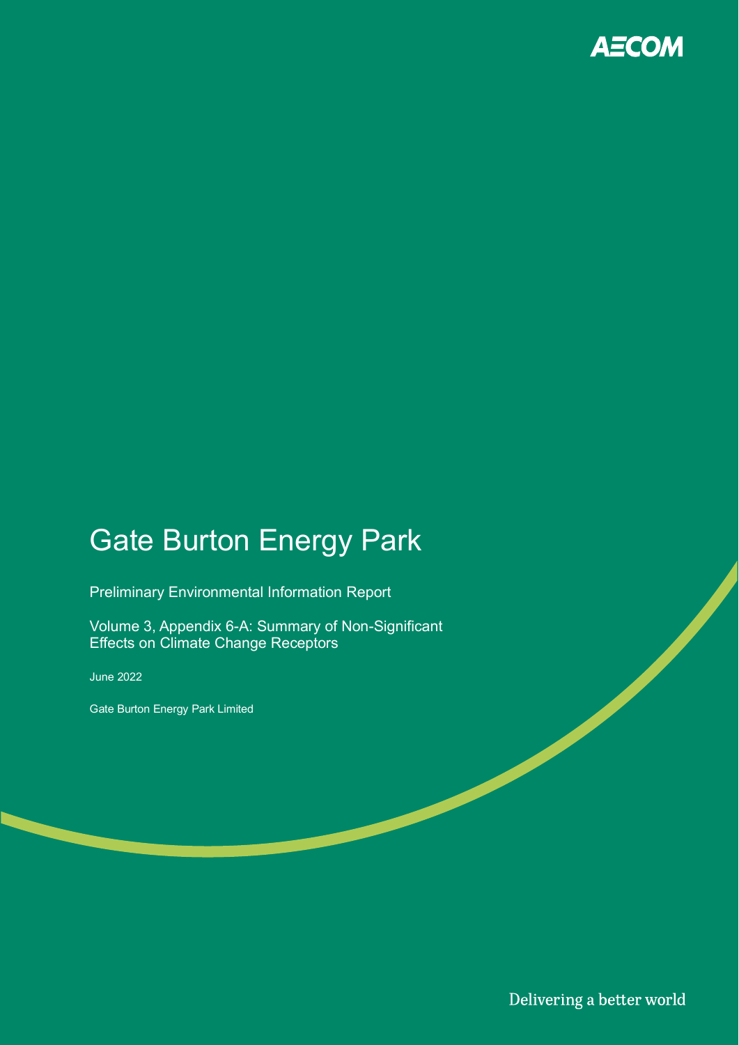AECOM

# Gate Burton Energy Park

Preliminary Environmental Information Report

Volume 3, Appendix 6-A: Summary of Non-Significant Effects on Climate Change Receptors

June 2022

Gate Burton Energy Park Limited

Delivering a better world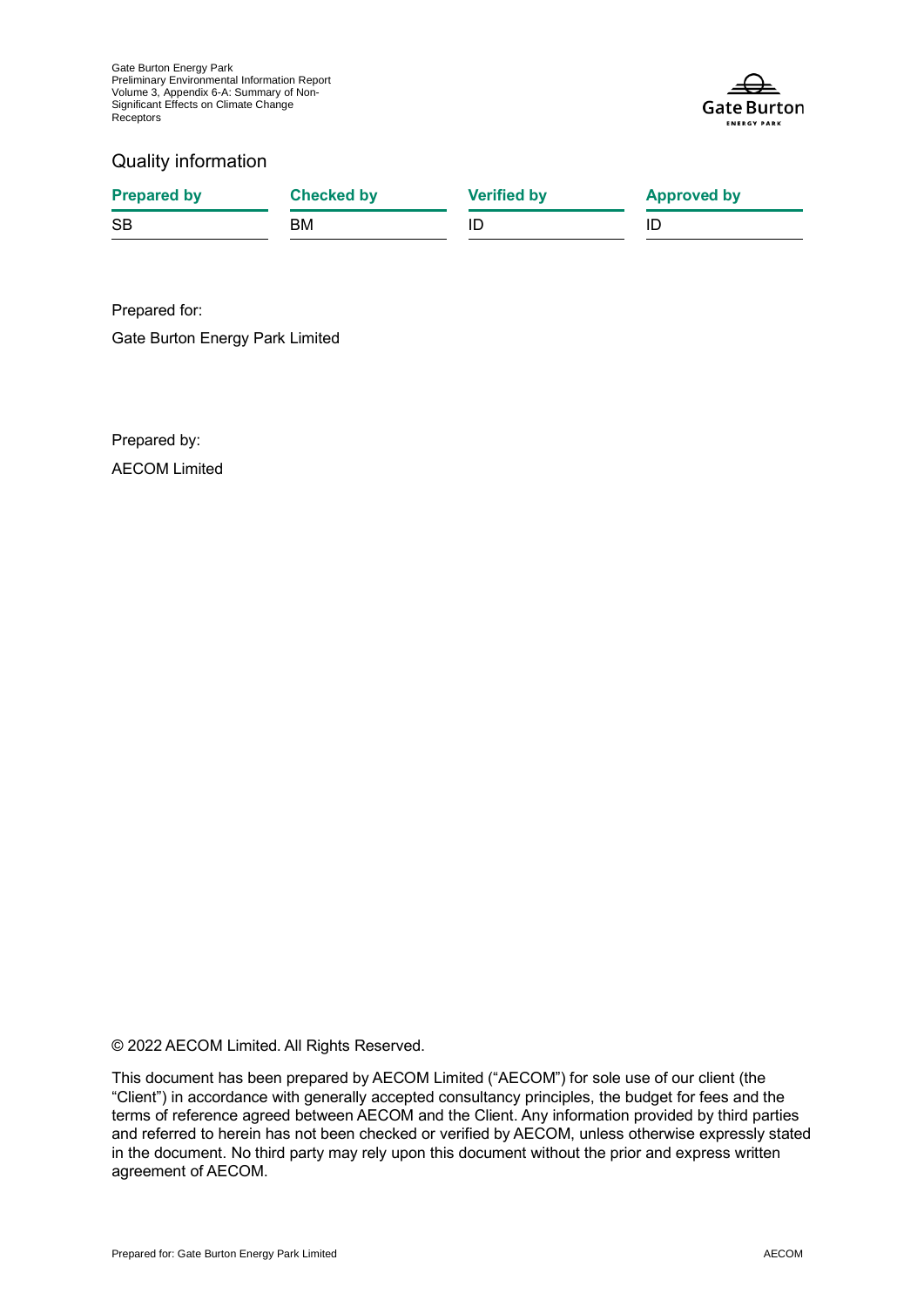## Quality information

| Prepared by | Checked by | Verified by | Approved by |
|---|---|---|---|
| SB | BM | ID | ID |

Prepared for:

Gate Burton Energy Park Limited

Prepared by:

AECOM Limited

© 2022 AECOM Limited. All Rights Reserved.

This document has been prepared by AECOM Limited ("AECOM") for sole use of our client (the "Client") in accordance with generally accepted consultancy principles, the budget for fees and the terms of reference agreed between AECOM and the Client. Any information provided by third parties and referred to herein has not been checked or verified by AECOM, unless otherwise expressly stated in the document. No third party may rely upon this document without the prior and express written agreement of AECOM.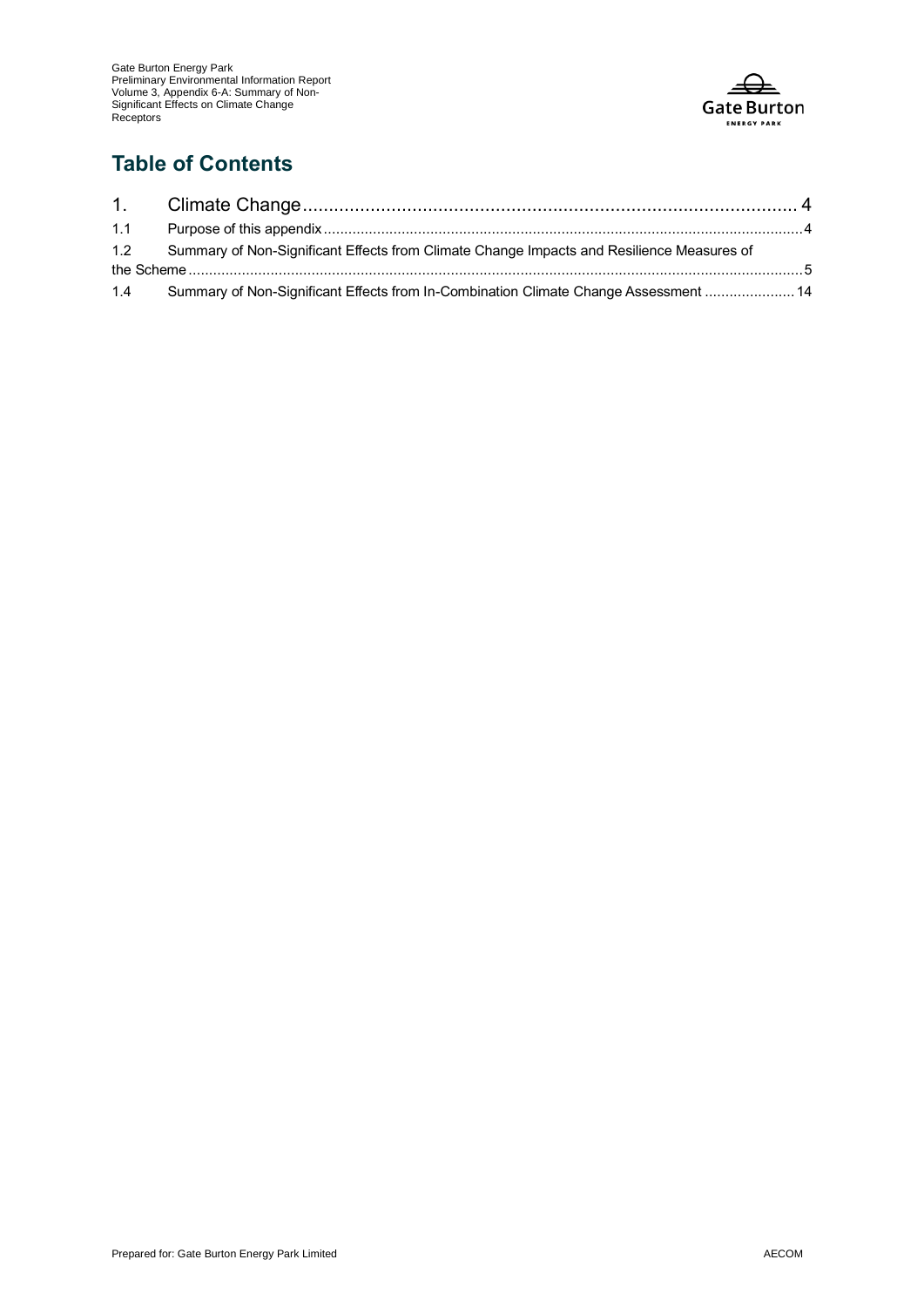## Table of Contents

| | | |
|---|---|---|
| 1. | Climate Change | 4 |
| 1.1 | Purpose of this appendix | 4 |
| 1.2 | Summary of Non-Significant Effects from Climate Change Impacts and Resilience Measures of the Scheme | 5 |
| 1.4 | Summary of Non-Significant Effects from In-Combination Climate Change Assessment | 14 |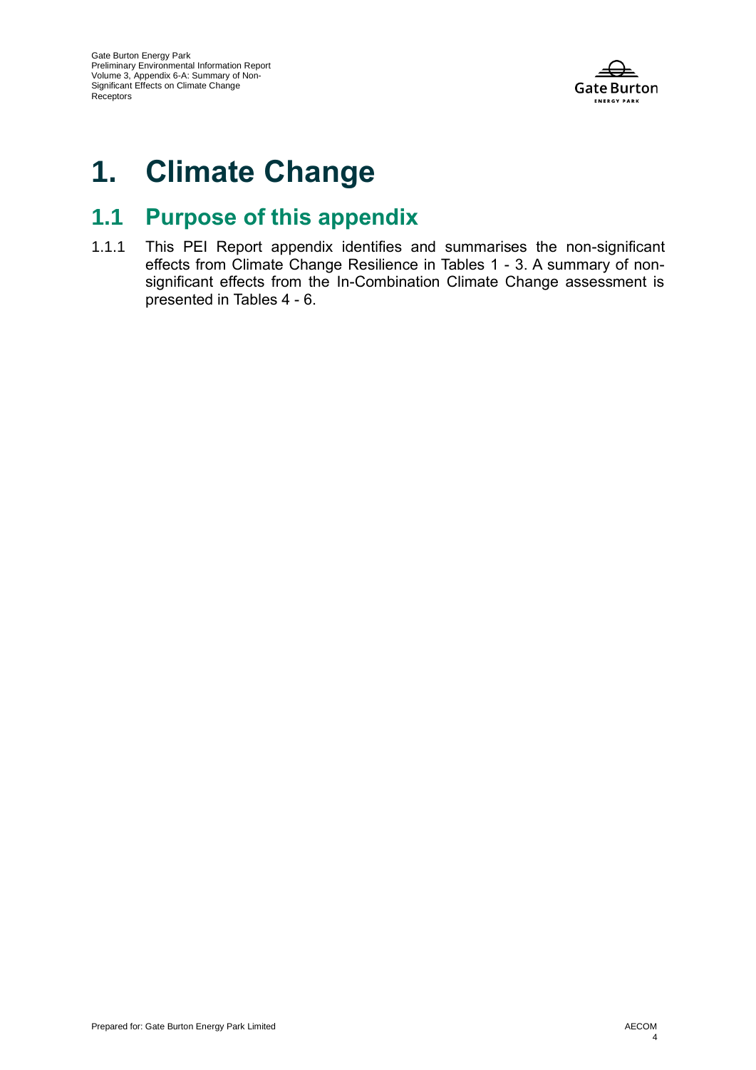# 1. Climate Change

## 1.1 Purpose of this appendix

1.1.1 This PEI Report appendix identifies and summarises the non-significant effects from Climate Change Resilience in Tables 1 - 3. A summary of non-significant effects from the In-Combination Climate Change assessment is presented in Tables 4 - 6.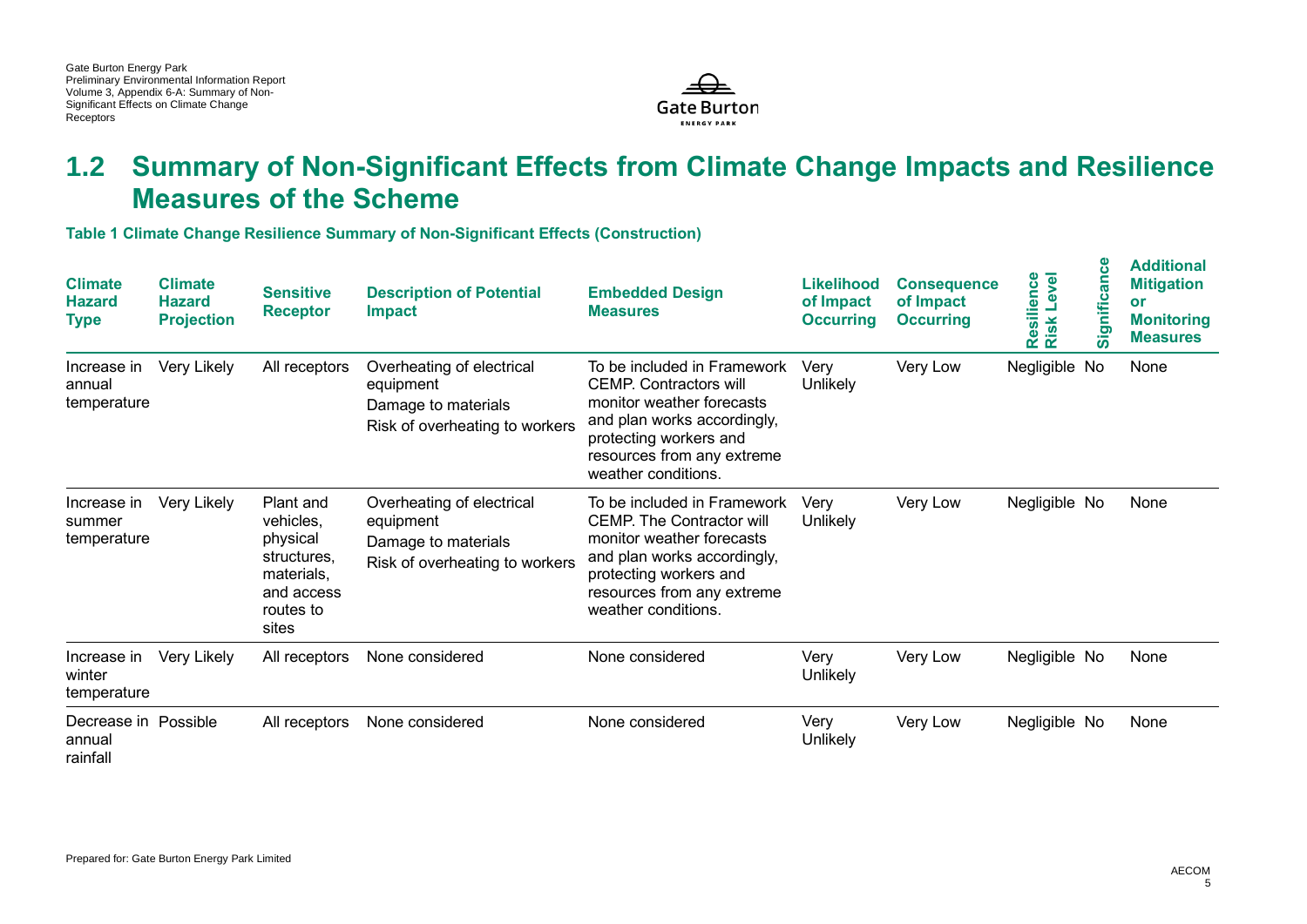## 1.2 Summary of Non-Significant Effects from Climate Change Impacts and Resilience Measures of the Scheme

**Table 1 Climate Change Resilience Summary of Non-Significant Effects (Construction)**

| Climate Hazard Type | Climate Hazard Projection | Sensitive Receptor | Description of Potential Impact | Embedded Design Measures | Likelihood of Impact Occurring | Consequence of Impact Occurring | Resilience Risk Level | Significance | Additional Mitigation or Monitoring Measures |
|---|---|---|---|---|---|---|---|---|---|
| Increase in annual temperature | Very Likely | All receptors | Overheating of electrical equipment<br>Damage to materials<br>Risk of overheating to workers | To be included in Framework CEMP. Contractors will monitor weather forecasts and plan works accordingly, protecting workers and resources from any extreme weather conditions. | Very Unlikely | Very Low | Negligible | No | None |
| Increase in summer temperature | Very Likely | Plant and vehicles, physical structures, materials, and access routes to sites | Overheating of electrical equipment<br>Damage to materials<br>Risk of overheating to workers | To be included in Framework CEMP. The Contractor will monitor weather forecasts and plan works accordingly, protecting workers and resources from any extreme weather conditions. | Very Unlikely | Very Low | Negligible | No | None |
| Increase in winter temperature | Very Likely | All receptors | None considered | None considered | Very Unlikely | Very Low | Negligible | No | None |
| Decrease in annual rainfall | Possible | All receptors | None considered | None considered | Very Unlikely | Very Low | Negligible | No | None |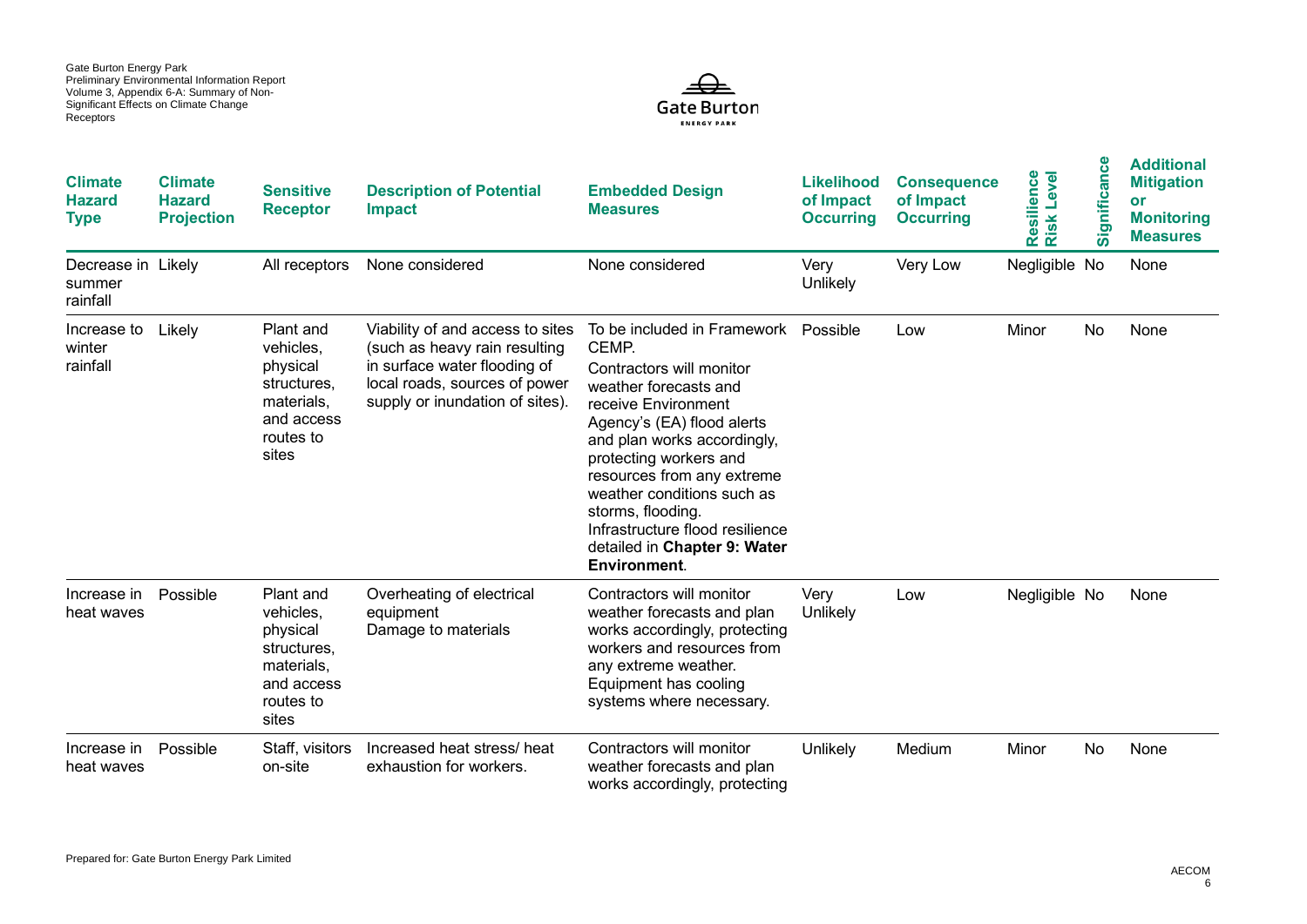| Climate Hazard Type | Climate Hazard Projection | Sensitive Receptor | Description of Potential Impact | Embedded Design Measures | Likelihood of Impact Occurring | Consequence of Impact Occurring | Resilience Risk Level | Significance | Additional Mitigation or Monitoring Measures |
|---|---|---|---|---|---|---|---|---|---|
| Decrease in summer rainfall | Likely | All receptors | None considered | None considered | Very Unlikely | Very Low | Negligible | No | None |
| Increase to winter rainfall | Likely | Plant and vehicles, physical structures, materials, and access routes to sites | Viability of and access to sites (such as heavy rain resulting in surface water flooding of local roads, sources of power supply or inundation of sites). | To be included in Framework CEMP. Contractors will monitor weather forecasts and receive Environment Agency's (EA) flood alerts and plan works accordingly, protecting workers and resources from any extreme weather conditions such as storms, flooding. Infrastructure flood resilience detailed in **Chapter 9: Water Environment**. | Possible | Low | Minor | No | None |
| Increase in heat waves | Possible | Plant and vehicles, physical structures, materials, and access routes to sites | Overheating of electrical equipment Damage to materials | Contractors will monitor weather forecasts and plan works accordingly, protecting workers and resources from any extreme weather. Equipment has cooling systems where necessary. | Very Unlikely | Low | Negligible | No | None |
| Increase in heat waves | Possible | Staff, visitors on-site | Increased heat stress/ heat exhaustion for workers. | Contractors will monitor weather forecasts and plan works accordingly, protecting | Unlikely | Medium | Minor | No | None |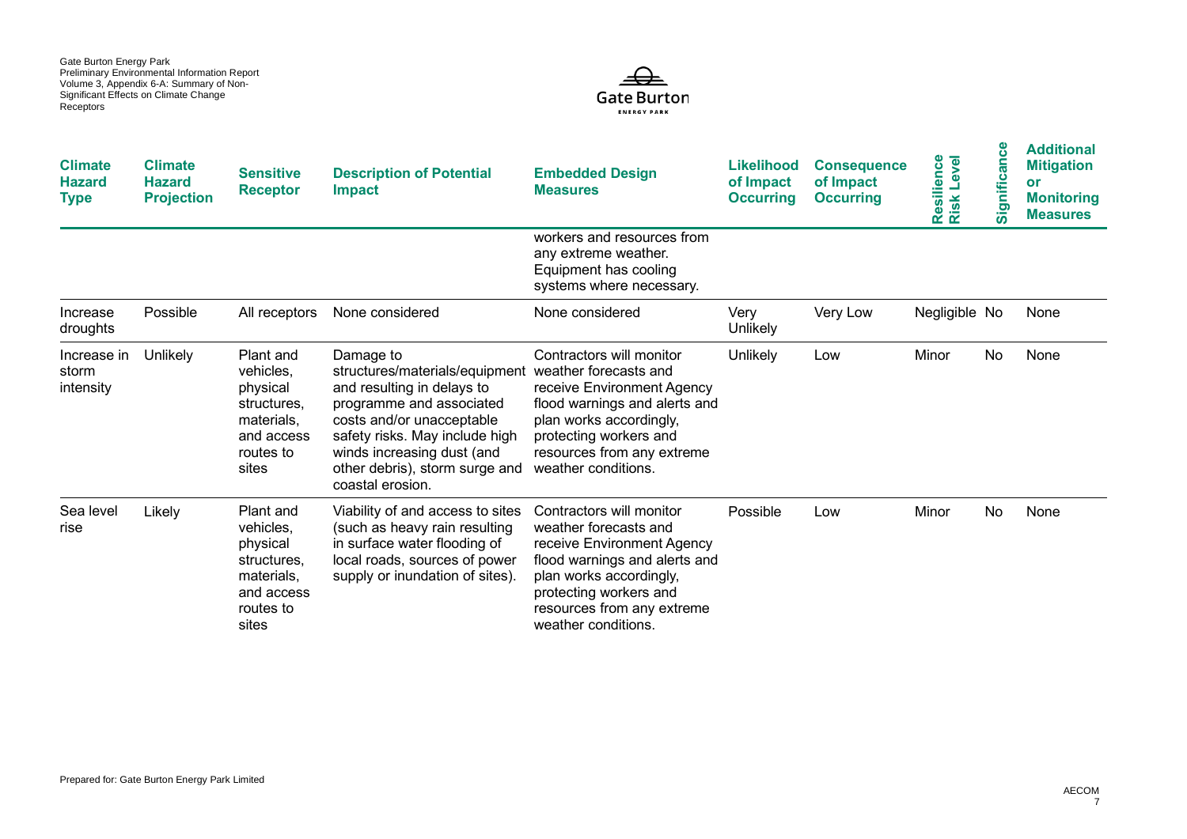| Climate Hazard Type | Climate Hazard Projection | Sensitive Receptor | Description of Potential Impact | Embedded Design Measures | Likelihood of Impact Occurring | Consequence of Impact Occurring | Resilience Risk Level | Significance | Additional Mitigation or Monitoring Measures |
|---|---|---|---|---|---|---|---|---|---|
| | | | | workers and resources from any extreme weather. Equipment has cooling systems where necessary. | | | | | |
| Increase droughts | Possible | All receptors | None considered | None considered | Very Unlikely | Very Low | Negligible | No | None |
| Increase in storm intensity | Unlikely | Plant and vehicles, physical structures, materials, and access routes to sites | Damage to structures/materials/equipment and resulting in delays to programme and associated costs and/or unacceptable safety risks. May include high winds increasing dust (and other debris), storm surge and coastal erosion. | Contractors will monitor weather forecasts and receive Environment Agency flood warnings and alerts and plan works accordingly, protecting workers and resources from any extreme weather conditions. | Unlikely | Low | Minor | No | None |
| Sea level rise | Likely | Plant and vehicles, physical structures, materials, and access routes to sites | Viability of and access to sites (such as heavy rain resulting in surface water flooding of local roads, sources of power supply or inundation of sites). | Contractors will monitor weather forecasts and receive Environment Agency flood warnings and alerts and plan works accordingly, protecting workers and resources from any extreme weather conditions. | Possible | Low | Minor | No | None |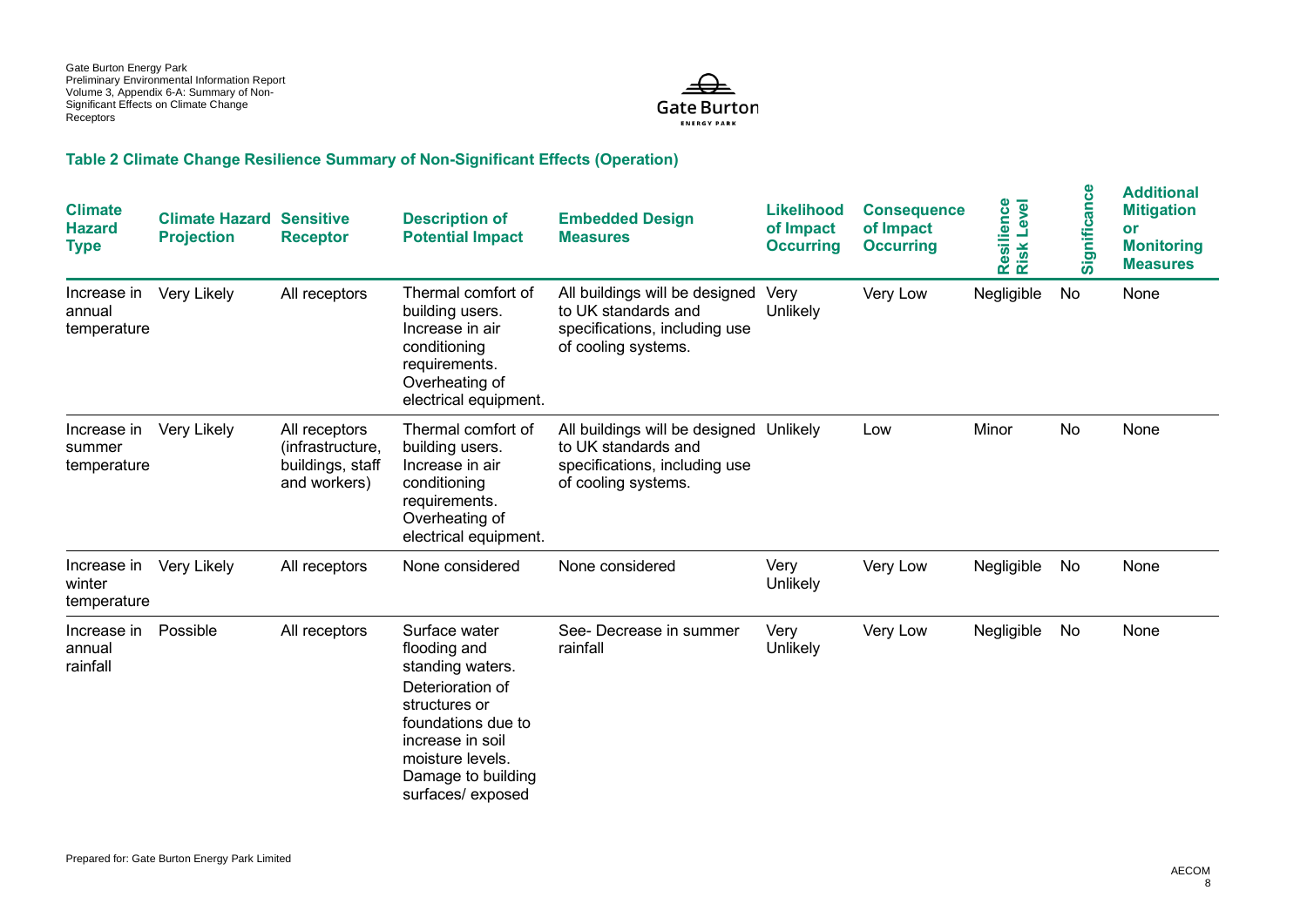### Table 2 Climate Change Resilience Summary of Non-Significant Effects (Operation)

| Climate Hazard Type | Climate Hazard Projection | Sensitive Receptor | Description of Potential Impact | Embedded Design Measures | Likelihood of Impact Occurring | Consequence of Impact Occurring | Resilience Risk Level | Significance | Additional Mitigation or Monitoring Measures |
|---|---|---|---|---|---|---|---|---|---|
| Increase in annual temperature | Very Likely | All receptors | Thermal comfort of building users. Increase in air conditioning requirements. Overheating of electrical equipment. | All buildings will be designed to UK standards and specifications, including use of cooling systems. | Very Unlikely | Very Low | Negligible | No | None |
| Increase in summer temperature | Very Likely | All receptors (infrastructure, buildings, staff and workers) | Thermal comfort of building users. Increase in air conditioning requirements. Overheating of electrical equipment. | All buildings will be designed to UK standards and specifications, including use of cooling systems. | Unlikely | Low | Minor | No | None |
| Increase in winter temperature | Very Likely | All receptors | None considered | None considered | Very Unlikely | Very Low | Negligible | No | None |
| Increase in annual rainfall | Possible | All receptors | Surface water flooding and standing waters. Deterioration of structures or foundations due to increase in soil moisture levels. Damage to building surfaces/ exposed | See- Decrease in summer rainfall | Very Unlikely | Very Low | Negligible | No | None |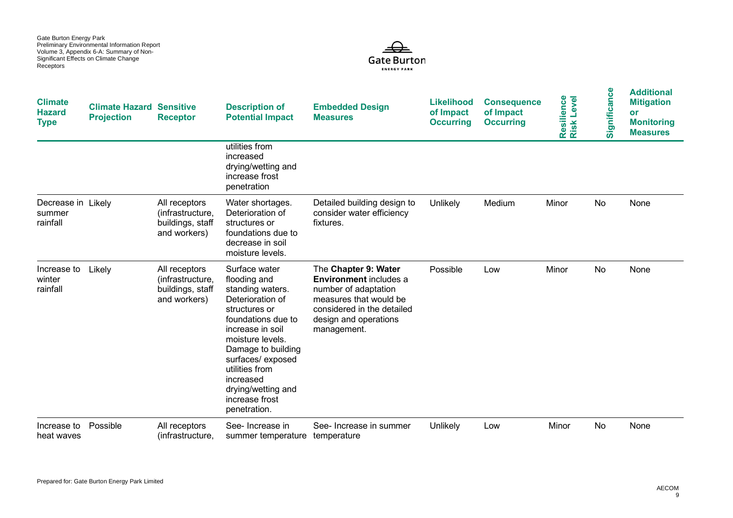| Climate Hazard Type | Climate Hazard Projection | Sensitive Receptor | Description of Potential Impact | Embedded Design Measures | Likelihood of Impact Occurring | Consequence of Impact Occurring | Resilience Risk Level | Significance | Additional Mitigation or Monitoring Measures |
|---|---|---|---|---|---|---|---|---|---|
| | | | utilities from increased drying/wetting and increase frost penetration | | | | | | |
| Decrease in summer rainfall | Likely | All receptors (infrastructure, buildings, staff and workers) | Water shortages. Deterioration of structures or foundations due to decrease in soil moisture levels. | Detailed building design to consider water efficiency fixtures. | Unlikely | Medium | Minor | No | None |
| Increase to winter rainfall | Likely | All receptors (infrastructure, buildings, staff and workers) | Surface water flooding and standing waters. Deterioration of structures or foundations due to increase in soil moisture levels. Damage to building surfaces/ exposed utilities from increased drying/wetting and increase frost penetration. | The **Chapter 9: Water Environment** includes a number of adaptation measures that would be considered in the detailed design and operations management. | Possible | Low | Minor | No | None |
| Increase to heat waves | Possible | All receptors (infrastructure, | See- Increase in summer temperature | See- Increase in summer temperature | Unlikely | Low | Minor | No | None |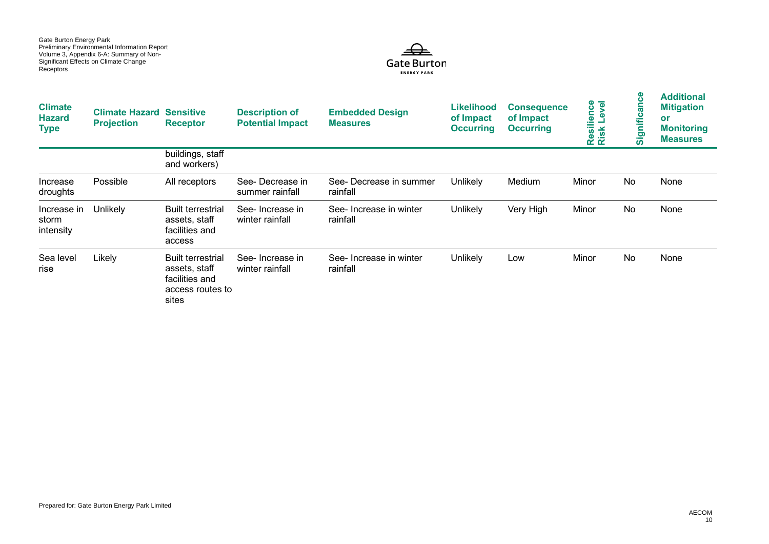| Climate Hazard Type | Climate Hazard Projection | Sensitive Receptor | Description of Potential Impact | Embedded Design Measures | Likelihood of Impact Occurring | Consequence of Impact Occurring | Resilience Risk Level | Significance | Additional Mitigation or Monitoring Measures |
|---|---|---|---|---|---|---|---|---|---|
| | | buildings, staff and workers) | | | | | | | |
| Increase droughts | Possible | All receptors | See- Decrease in summer rainfall | See- Decrease in summer rainfall | Unlikely | Medium | Minor | No | None |
| Increase in storm intensity | Unlikely | Built terrestrial assets, staff facilities and access | See- Increase in winter rainfall | See- Increase in winter rainfall | Unlikely | Very High | Minor | No | None |
| Sea level rise | Likely | Built terrestrial assets, staff facilities and access routes to sites | See- Increase in winter rainfall | See- Increase in winter rainfall | Unlikely | Low | Minor | No | None |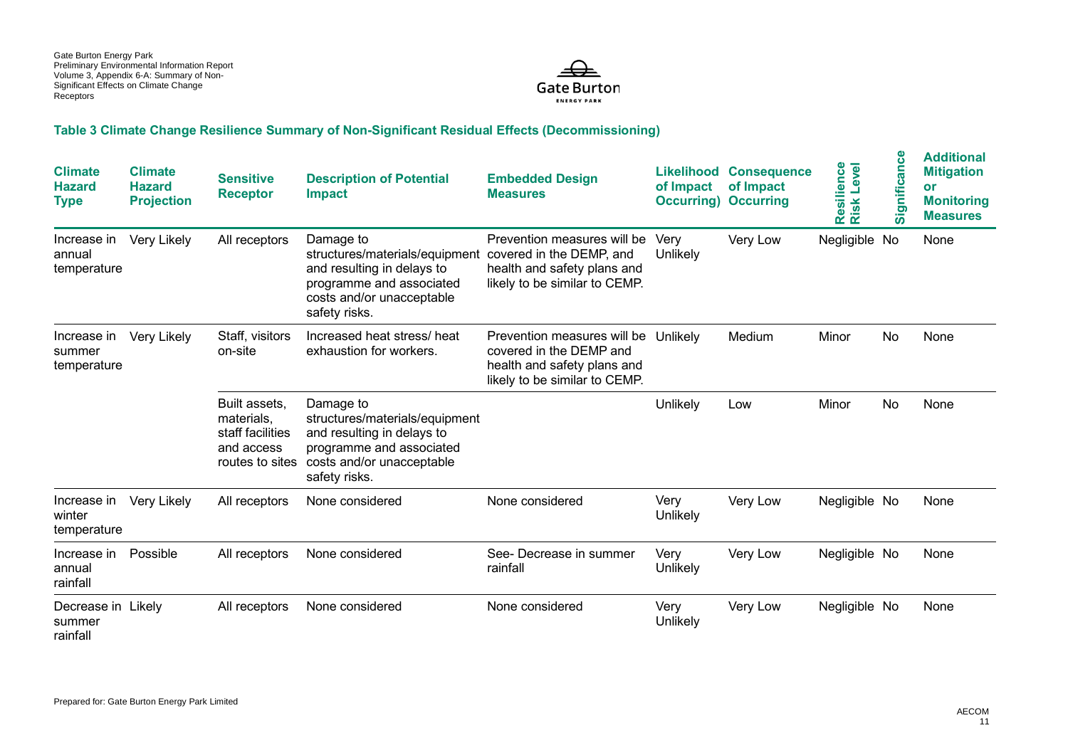**Table 3 Climate Change Resilience Summary of Non-Significant Residual Effects (Decommissioning)**

| Climate Hazard Type | Climate Hazard Projection | Sensitive Receptor | Description of Potential Impact | Embedded Design Measures | Likelihood of Impact Occurring) | Consequence of Impact Occurring | Resilience Risk Level | Significance | Additional Mitigation or Monitoring Measures |
|---|---|---|---|---|---|---|---|---|---|
| Increase in annual temperature | Very Likely | All receptors | Damage to structures/materials/equipment and resulting in delays to programme and associated costs and/or unacceptable safety risks. | Prevention measures will be covered in the DEMP, and health and safety plans and likely to be similar to CEMP. | Very Unlikely | Very Low | Negligible | No | None |
| Increase in summer temperature | Very Likely | Staff, visitors on-site | Increased heat stress/ heat exhaustion for workers. | Prevention measures will be covered in the DEMP and health and safety plans and likely to be similar to CEMP. | Unlikely | Medium | Minor | No | None |
| | | Built assets, materials, staff facilities and access routes to sites | Damage to structures/materials/equipment and resulting in delays to programme and associated costs and/or unacceptable safety risks. | | Unlikely | Low | Minor | No | None |
| Increase in winter temperature | Very Likely | All receptors | None considered | None considered | Very Unlikely | Very Low | Negligible | No | None |
| Increase in annual rainfall | Possible | All receptors | None considered | See- Decrease in summer rainfall | Very Unlikely | Very Low | Negligible | No | None |
| Decrease in summer rainfall | Likely | All receptors | None considered | None considered | Very Unlikely | Very Low | Negligible | No | None |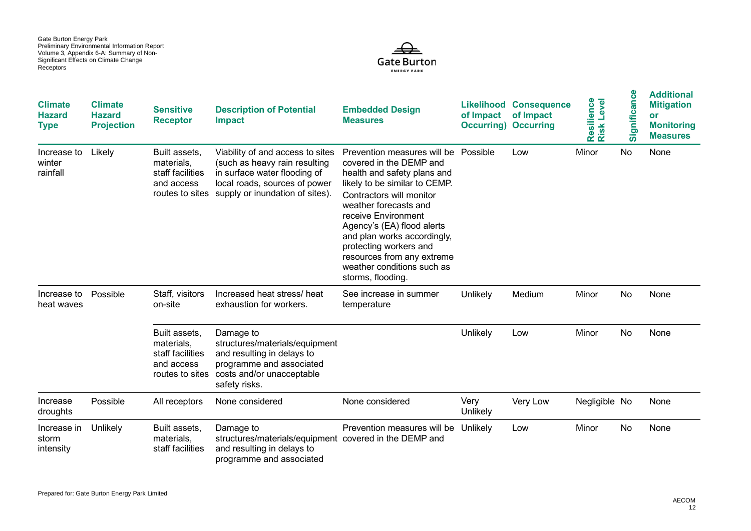| Climate Hazard Type | Climate Hazard Projection | Sensitive Receptor | Description of Potential Impact | Embedded Design Measures | Likelihood of Impact Occurring) | Consequence of Impact Occurring | Resilience Risk Level | Significance | Additional Mitigation or Monitoring Measures |
|---|---|---|---|---|---|---|---|---|---|
| Increase to winter rainfall | Likely | Built assets, materials, staff facilities and access routes to sites | Viability of and access to sites (such as heavy rain resulting in surface water flooding of local roads, sources of power supply or inundation of sites). | Prevention measures will be covered in the DEMP and health and safety plans and likely to be similar to CEMP. Contractors will monitor weather forecasts and receive Environment Agency's (EA) flood alerts and plan works accordingly, protecting workers and resources from any extreme weather conditions such as storms, flooding. | Possible | Low | Minor | No | None |
| Increase to heat waves | Possible | Staff, visitors on-site | Increased heat stress/ heat exhaustion for workers. | See increase in summer temperature | Unlikely | Medium | Minor | No | None |
| | | Built assets, materials, staff facilities and access routes to sites | Damage to structures/materials/equipment and resulting in delays to programme and associated costs and/or unacceptable safety risks. | | Unlikely | Low | Minor | No | None |
| Increase droughts | Possible | All receptors | None considered | None considered | Very Unlikely | Very Low | Negligible | No | None |
| Increase in storm intensity | Unlikely | Built assets, materials, staff facilities | Damage to structures/materials/equipment and resulting in delays to programme and associated | Prevention measures will be covered in the DEMP and | Unlikely | Low | Minor | No | None |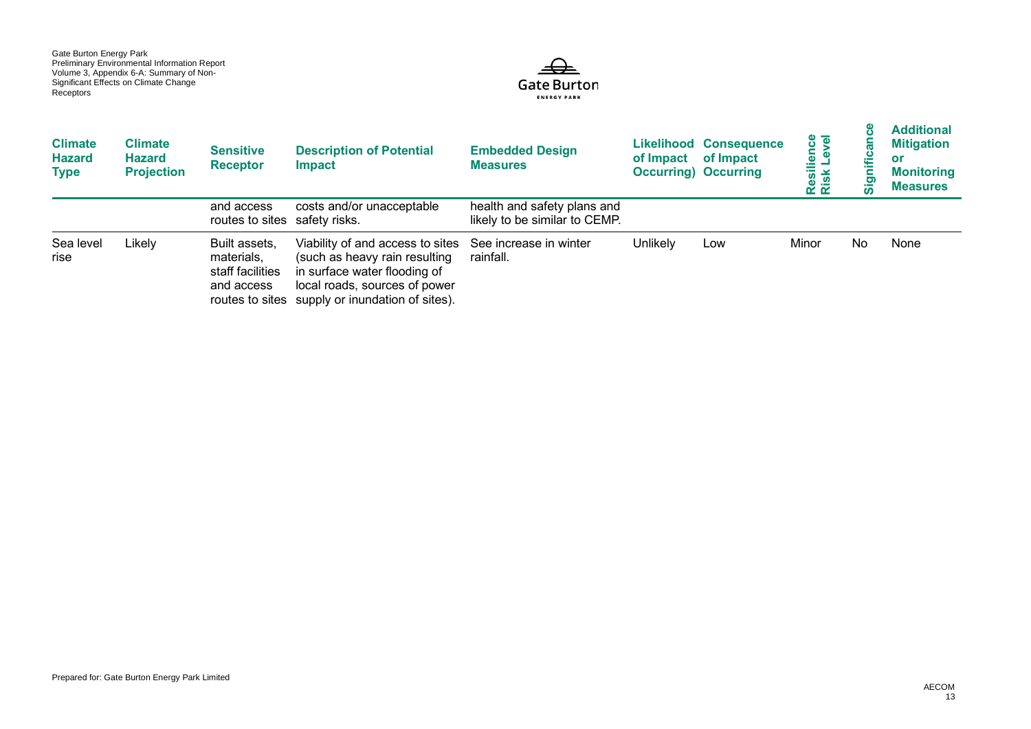| Climate Hazard Type | Climate Hazard Projection | Sensitive Receptor | Description of Potential Impact | Embedded Design Measures | Likelihood of Impact Occurring) | Consequence of Impact Occurring | Resilience Risk Level | Significance | Additional Mitigation or Monitoring Measures |
|---|---|---|---|---|---|---|---|---|---|
| | | and access routes to sites | costs and/or unacceptable safety risks. | health and safety plans and likely to be similar to CEMP. | | | | | |
| Sea level rise | Likely | Built assets, materials, staff facilities and access routes to sites | Viability of and access to sites (such as heavy rain resulting in surface water flooding of local roads, sources of power supply or inundation of sites). | See increase in winter rainfall. | Unlikely | Low | Minor | No | None |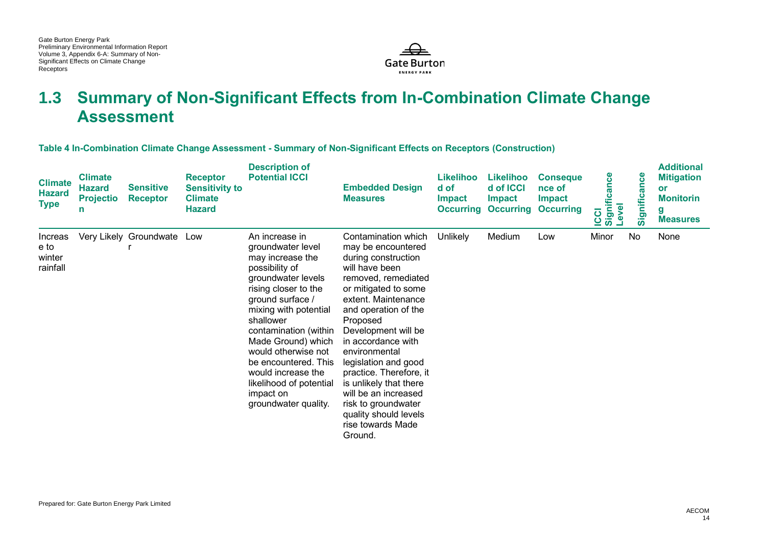## 1.3 Summary of Non-Significant Effects from In-Combination Climate Change Assessment

**Table 4 In-Combination Climate Change Assessment - Summary of Non-Significant Effects on Receptors (Construction)**

| Climate Hazard Type | Climate Hazard Projection | Sensitive Receptor | Receptor Sensitivity to Climate Hazard | Description of Potential ICCI | Embedded Design Measures | Likelihood of Impact Occurring | Likelihood of ICCI Impact Occurring | Consequence of Impact Occurring | ICCI Significance Level | Significance | Additional Mitigation or Monitoring Measures |
|---|---|---|---|---|---|---|---|---|---|---|---|
| Increase to winter rainfall | Very Likely | Groundwater | Low | An increase in groundwater level may increase the possibility of groundwater levels rising closer to the ground surface / mixing with potential shallower contamination (within Made Ground) which would otherwise not be encountered. This would increase the likelihood of potential impact on groundwater quality. | Contamination which may be encountered during construction will have been removed, remediated or mitigated to some extent. Maintenance and operation of the Proposed Development will be in accordance with environmental legislation and good practice. Therefore, it is unlikely that there will be an increased risk to groundwater quality should levels rise towards Made Ground. | Unlikely | Medium | Low | Minor | No | None |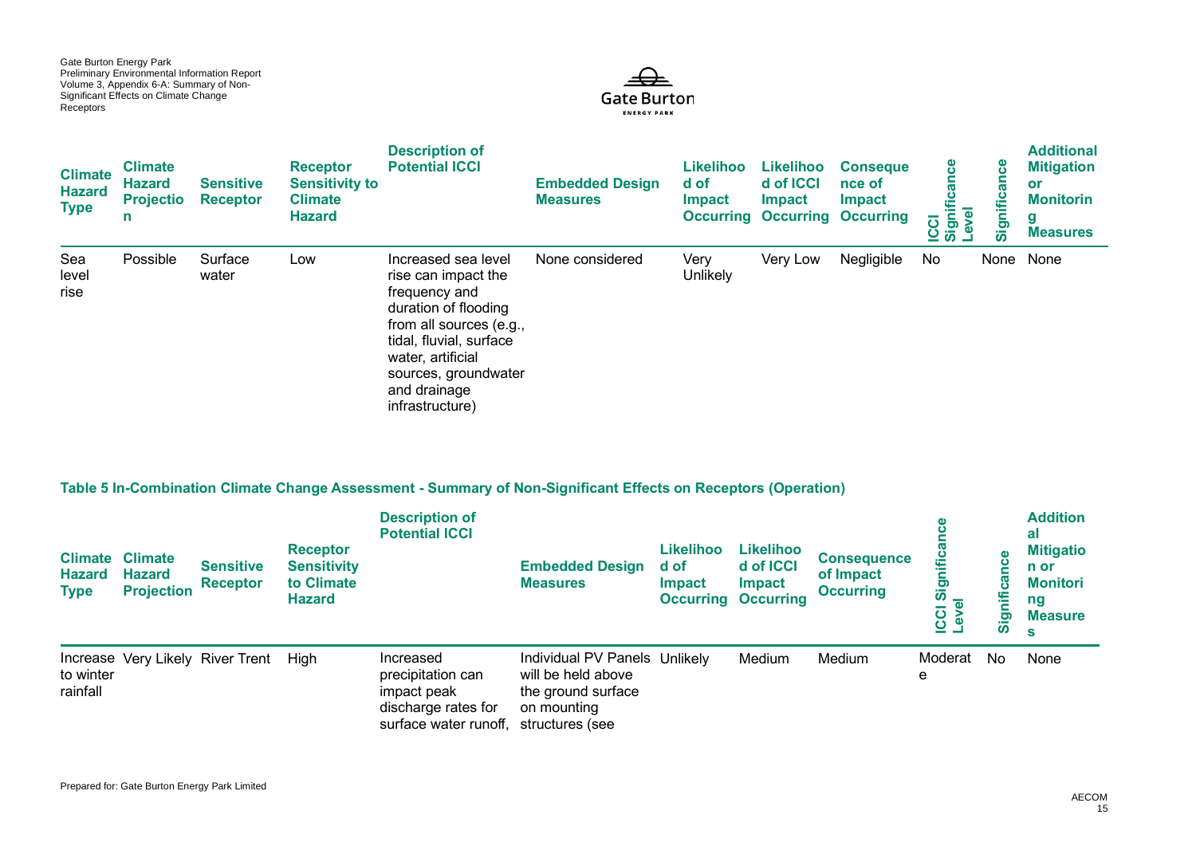| Climate Hazard Type | Climate Hazard Projection | Sensitive Receptor | Receptor Sensitivity to Climate Hazard | Description of Potential ICCI | Embedded Design Measures | Likelihood of Impact Occurring | Likelihood of ICCI Impact Occurring | Consequence of Impact Occurring | ICCI Significance Level | Significance | Additional Mitigation or Monitoring Measures |
|---|---|---|---|---|---|---|---|---|---|---|---|
| Sea level rise | Possible | Surface water | Low | Increased sea level rise can impact the frequency and duration of flooding from all sources (e.g., tidal, fluvial, surface water, artificial sources, groundwater and drainage infrastructure) | None considered | Very Unlikely | Very Low | Negligible | No | None | None |

**Table 5 In-Combination Climate Change Assessment - Summary of Non-Significant Effects on Receptors (Operation)**

| Climate Hazard Type | Climate Hazard Projection | Sensitive Receptor | Receptor Sensitivity to Climate Hazard | Description of Potential ICCI | Embedded Design Measures | Likelihood of Impact Occurring | Likelihood of ICCI Impact Occurring | Consequence of Impact Occurring | ICCI Significance Level | Significance | Additional Mitigation or Monitoring Measures |
|---|---|---|---|---|---|---|---|---|---|---|---|
| Increase to winter rainfall | Very Likely | River Trent | High | Increased precipitation can impact peak discharge rates for surface water runoff, | Individual PV Panels will be held above the ground surface on mounting structures (see | Unlikely | Medium | Medium | Moderate | No | None |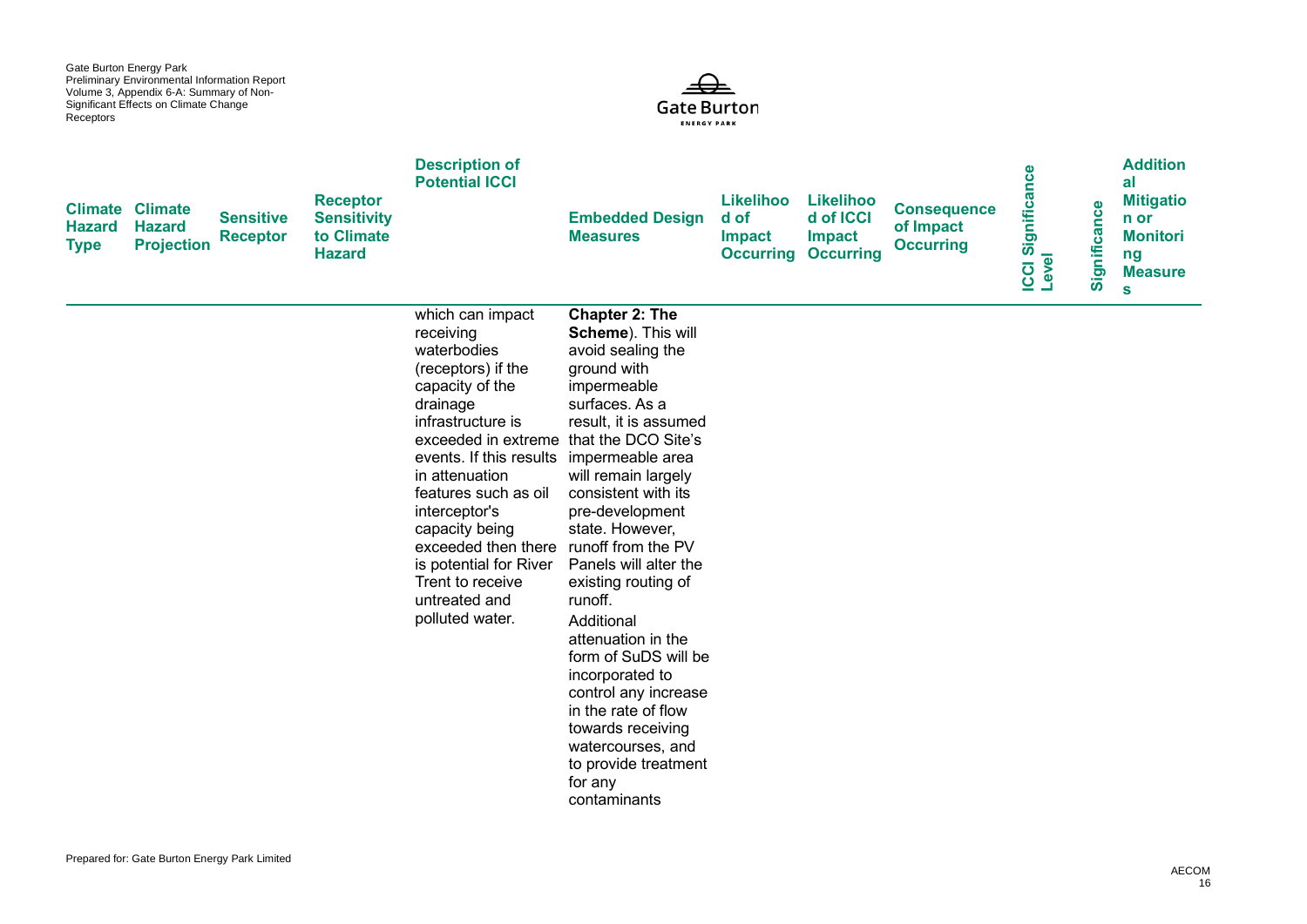| Climate Hazard Type | Climate Hazard Projection | Sensitive Receptor | Receptor Sensitivity to Climate Hazard | Description of Potential ICCI | Embedded Design Measures | Likelihood of Impact Occurring | Likelihood of ICCI Impact Occurring | Consequence of Impact Occurring | ICCI Significance Level | Significance | Additional Mitigation or Monitoring Measures |
|---|---|---|---|---|---|---|---|---|---|---|---|
| | | | | which can impact receiving waterbodies (receptors) if the capacity of the drainage infrastructure is exceeded in extreme events. If this results in attenuation features such as oil interceptor's capacity being exceeded then there is potential for River Trent to receive untreated and polluted water. | **Chapter 2: The Scheme**). This will avoid sealing the ground with impermeable surfaces. As a result, it is assumed that the DCO Site's impermeable area will remain largely consistent with its pre-development state. However, runoff from the PV Panels will alter the existing routing of runoff.<br><br>Additional attenuation in the form of SuDS will be incorporated to control any increase in the rate of flow towards receiving watercourses, and to provide treatment for any contaminants | | | | | | |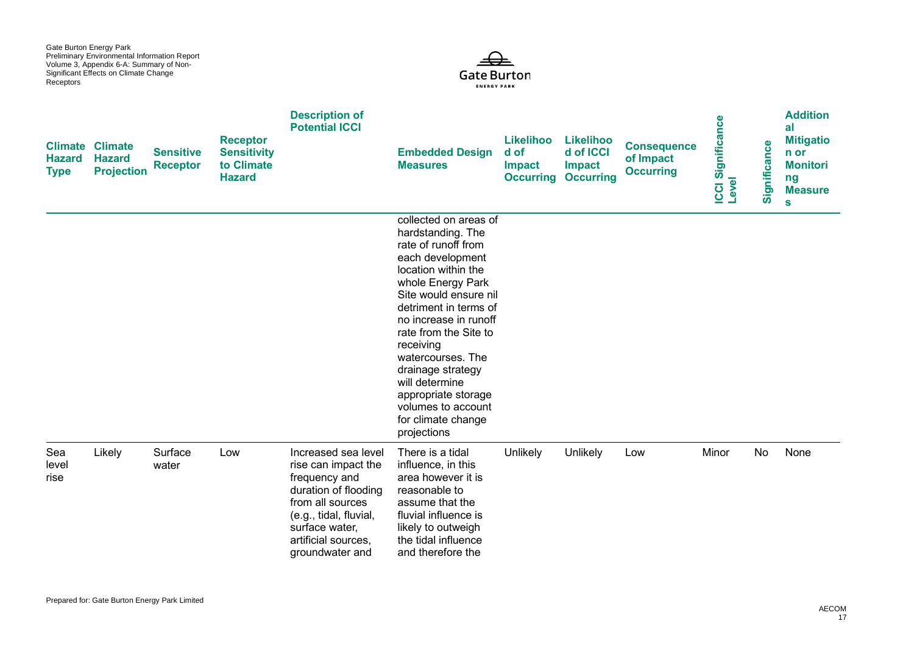| Climate Hazard Type | Climate Hazard Projection | Sensitive Receptor | Receptor Sensitivity to Climate Hazard | Description of Potential ICCI | Embedded Design Measures | Likelihood of Impact Occurring | Likelihood of ICCI Impact Occurring | Consequence of Impact Occurring | ICCI Significance Level | Significance | Additional Mitigation or Monitoring Measures |
|---|---|---|---|---|---|---|---|---|---|---|---|
| | | | | | collected on areas of hardstanding. The rate of runoff from each development location within the whole Energy Park Site would ensure nil detriment in terms of no increase in runoff rate from the Site to receiving watercourses. The drainage strategy will determine appropriate storage volumes to account for climate change projections | | | | | | |
| Sea level rise | Likely | Surface water | Low | Increased sea level rise can impact the frequency and duration of flooding from all sources (e.g., tidal, fluvial, surface water, artificial sources, groundwater and | There is a tidal influence, in this area however it is reasonable to assume that the fluvial influence is likely to outweigh the tidal influence and therefore the | Unlikely | Unlikely | Low | Minor | No | None |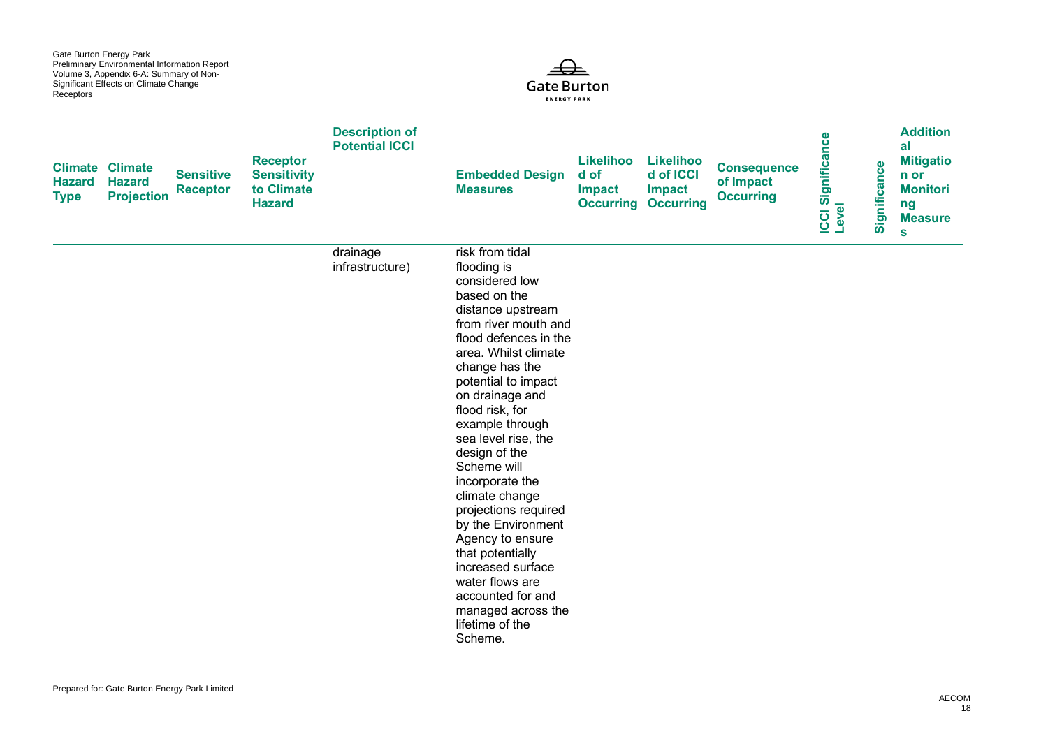| Climate Hazard Type | Climate Hazard Projection | Sensitive Receptor | Receptor Sensitivity to Climate Hazard | Description of Potential ICCI | Embedded Design Measures | Likelihood of Impact Occurring | Likelihood of ICCI Impact Occurring | Consequence of Impact Occurring | ICCI Significance Level | Significance | Additional Mitigation or Monitoring Measures |
|---|---|---|---|---|---|---|---|---|---|---|---|
| | | | | drainage infrastructure) | risk from tidal flooding is considered low based on the distance upstream from river mouth and flood defences in the area. Whilst climate change has the potential to impact on drainage and flood risk, for example through sea level rise, the design of the Scheme will incorporate the climate change projections required by the Environment Agency to ensure that potentially increased surface water flows are accounted for and managed across the lifetime of the Scheme. | | | | | | |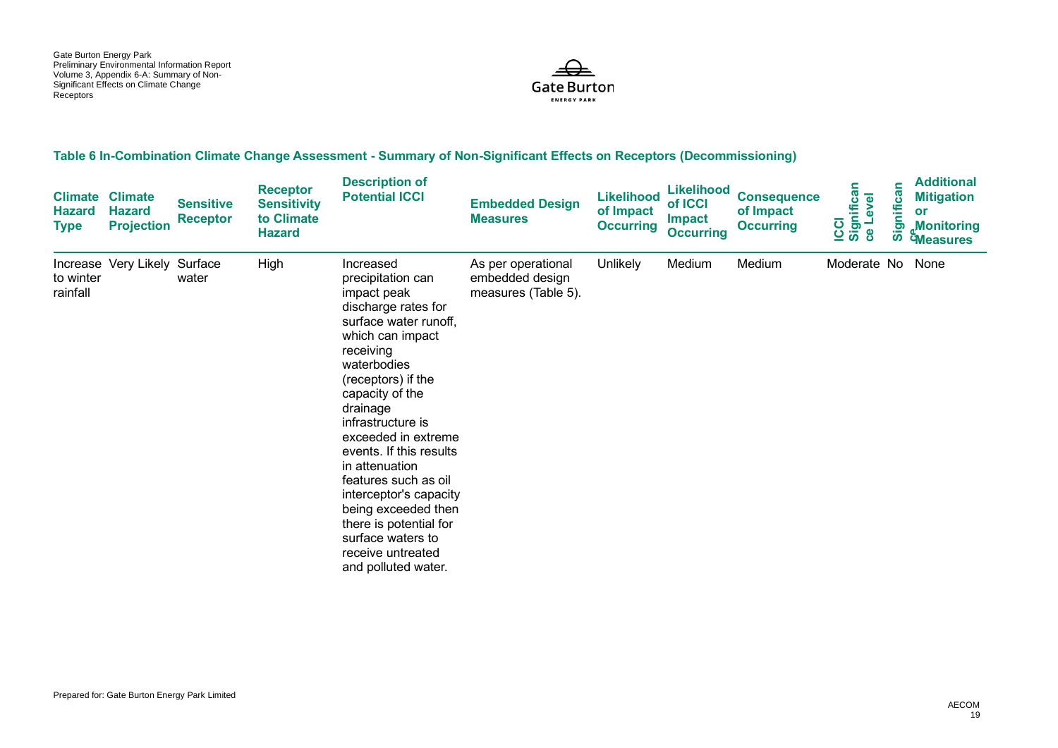**Table 6 In-Combination Climate Change Assessment - Summary of Non-Significant Effects on Receptors (Decommissioning)**

| Climate Hazard Type | Climate Hazard Projection | Sensitive Receptor | Receptor Sensitivity to Climate Hazard | Description of Potential ICCI | Embedded Design Measures | Likelihood of Impact Occurring | Likelihood of ICCI Impact Occurring | Consequence of Impact Occurring | ICCI Significance Level | Significance | Additional Mitigation or Monitoring Measures |
|---|---|---|---|---|---|---|---|---|---|---|---|
| Increase to winter rainfall | Very Likely | Surface water | High | Increased precipitation can impact peak discharge rates for surface water runoff, which can impact receiving waterbodies (receptors) if the capacity of the drainage infrastructure is exceeded in extreme events. If this results in attenuation features such as oil interceptor's capacity being exceeded then there is potential for surface waters to receive untreated and polluted water. | As per operational embedded design measures (Table 5). | Unlikely | Medium | Medium | Moderate | No | None |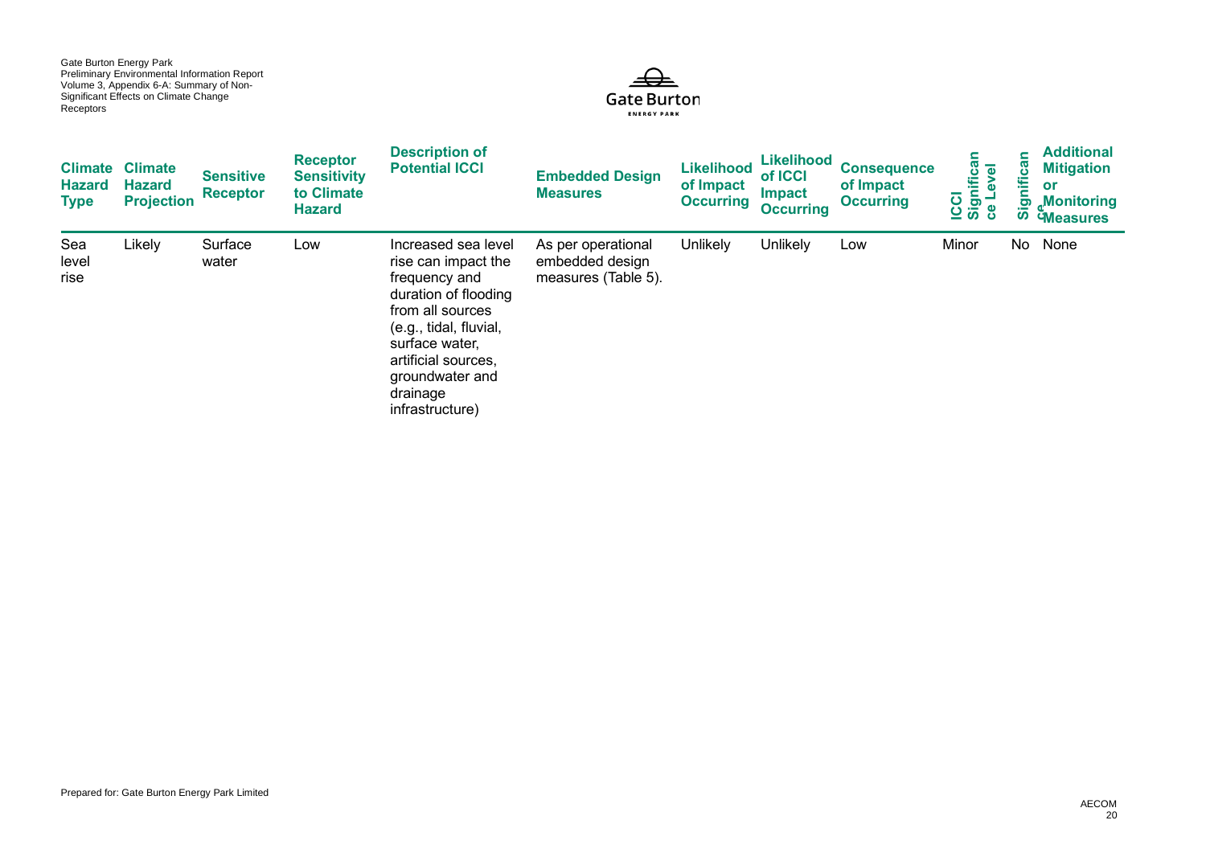| Climate Hazard Type | Climate Hazard Projection | Sensitive Receptor | Receptor Sensitivity to Climate Hazard | Description of Potential ICCI | Embedded Design Measures | Likelihood of Impact Occurring | Likelihood of ICCI Impact Occurring | Consequence of Impact Occurring | ICCI Significance Level | Significance | Additional Mitigation or Monitoring Measures |
|---|---|---|---|---|---|---|---|---|---|---|---|
| Sea level rise | Likely | Surface water | Low | Increased sea level rise can impact the frequency and duration of flooding from all sources (e.g., tidal, fluvial, surface water, artificial sources, groundwater and drainage infrastructure) | As per operational embedded design measures (Table 5). | Unlikely | Unlikely | Low | Minor | No | None |